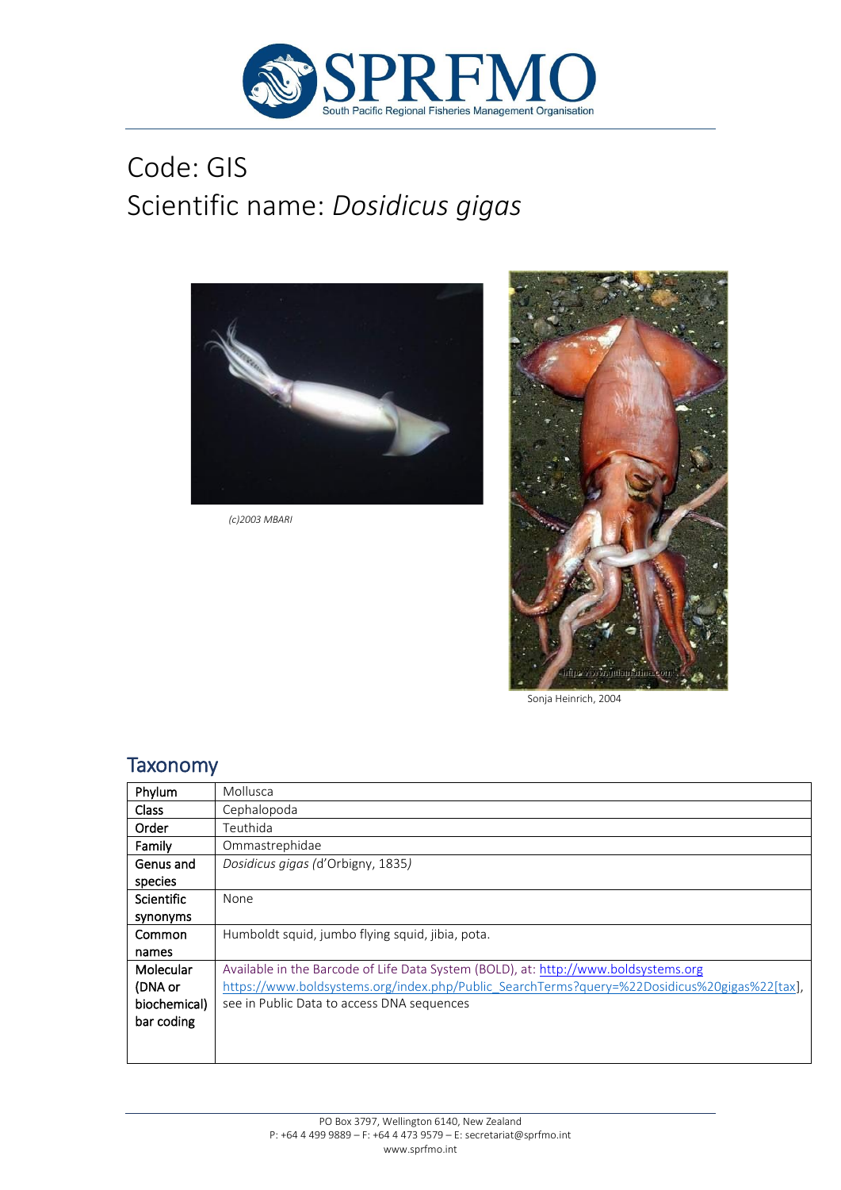# Code: GIS
# Scientific name: *Dosidicus gigas*

*(c)2003 MBARI*

Sonja Heinrich, 2004

## Taxonomy

| | |
|---|---|
| Phylum | Mollusca |
| Class | Cephalopoda |
| Order | Teuthida |
| Family | Ommastrephidae |
| Genus and species | *Dosidicus gigas* (d'Orbigny, 1835) |
| Scientific synonyms | None |
| Common names | Humboldt squid, jumbo flying squid, jibia, pota. |
| Molecular (DNA or biochemical) bar coding | Available in the Barcode of Life Data System (BOLD), at: http://www.boldsystems.org https://www.boldsystems.org/index.php/Public_SearchTerms?query=%22Dosidicus%20gigas%22[tax], see in Public Data to access DNA sequences |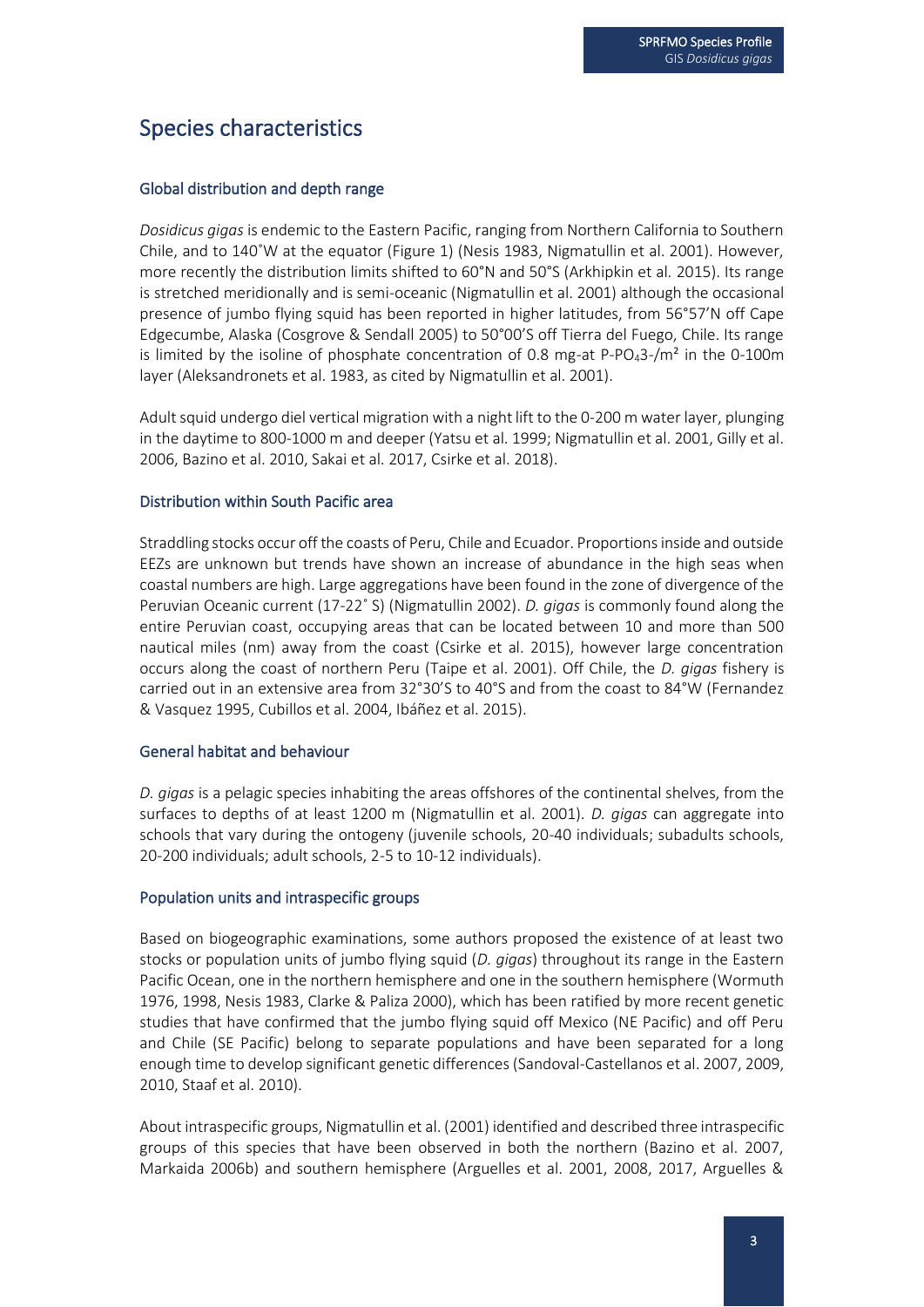# Species characteristics

## Global distribution and depth range

*Dosidicus gigas* is endemic to the Eastern Pacific, ranging from Northern California to Southern Chile, and to 140˚W at the equator (Figure 1) (Nesis 1983, Nigmatullin et al. 2001). However, more recently the distribution limits shifted to 60°N and 50°S (Arkhipkin et al. 2015). Its range is stretched meridionally and is semi-oceanic (Nigmatullin et al. 2001) although the occasional presence of jumbo flying squid has been reported in higher latitudes, from 56°57'N off Cape Edgecumbe, Alaska (Cosgrove & Sendall 2005) to 50°00'S off Tierra del Fuego, Chile. Its range is limited by the isoline of phosphate concentration of 0.8 mg-at $P\text{-}PO_4{}^{3-}/m^2$ in the 0-100m layer (Aleksandronets et al. 1983, as cited by Nigmatullin et al. 2001).

Adult squid undergo diel vertical migration with a night lift to the 0-200 m water layer, plunging in the daytime to 800-1000 m and deeper (Yatsu et al. 1999; Nigmatullin et al. 2001, Gilly et al. 2006, Bazino et al. 2010, Sakai et al. 2017, Csirke et al. 2018).

## Distribution within South Pacific area

Straddling stocks occur off the coasts of Peru, Chile and Ecuador. Proportions inside and outside EEZs are unknown but trends have shown an increase of abundance in the high seas when coastal numbers are high. Large aggregations have been found in the zone of divergence of the Peruvian Oceanic current (17-22˚ S) (Nigmatullin 2002). *D. gigas* is commonly found along the entire Peruvian coast, occupying areas that can be located between 10 and more than 500 nautical miles (nm) away from the coast (Csirke et al. 2015), however large concentration occurs along the coast of northern Peru (Taipe et al. 2001). Off Chile, the *D. gigas* fishery is carried out in an extensive area from 32°30'S to 40°S and from the coast to 84°W (Fernandez & Vasquez 1995, Cubillos et al. 2004, Ibáñez et al. 2015).

## General habitat and behaviour

*D. gigas* is a pelagic species inhabiting the areas offshores of the continental shelves, from the surfaces to depths of at least 1200 m (Nigmatullin et al. 2001). *D. gigas* can aggregate into schools that vary during the ontogeny (juvenile schools, 20-40 individuals; subadults schools, 20-200 individuals; adult schools, 2-5 to 10-12 individuals).

## Population units and intraspecific groups

Based on biogeographic examinations, some authors proposed the existence of at least two stocks or population units of jumbo flying squid (*D. gigas*) throughout its range in the Eastern Pacific Ocean, one in the northern hemisphere and one in the southern hemisphere (Wormuth 1976, 1998, Nesis 1983, Clarke & Paliza 2000), which has been ratified by more recent genetic studies that have confirmed that the jumbo flying squid off Mexico (NE Pacific) and off Peru and Chile (SE Pacific) belong to separate populations and have been separated for a long enough time to develop significant genetic differences (Sandoval-Castellanos et al. 2007, 2009, 2010, Staaf et al. 2010).

About intraspecific groups, Nigmatullin et al. (2001) identified and described three intraspecific groups of this species that have been observed in both the northern (Bazino et al. 2007, Markaida 2006b) and southern hemisphere (Arguelles et al. 2001, 2008, 2017, Arguelles &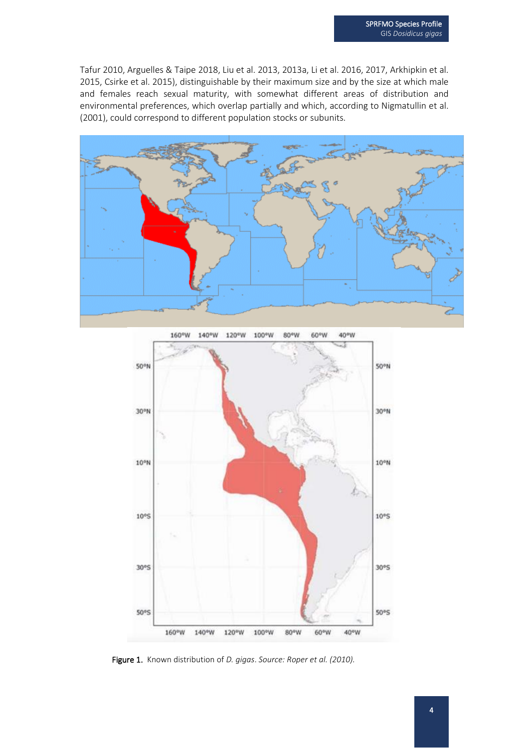Tafur 2010, Arguelles & Taipe 2018, Liu et al. 2013, 2013a, Li et al. 2016, 2017, Arkhipkin et al. 2015, Csirke et al. 2015), distinguishable by their maximum size and by the size at which male and females reach sexual maturity, with somewhat different areas of distribution and environmental preferences, which overlap partially and which, according to Nigmatullin et al. (2001), could correspond to different population stocks or subunits.

**Figure 1.** Known distribution of *D. gigas*. *Source: Roper et al. (2010).*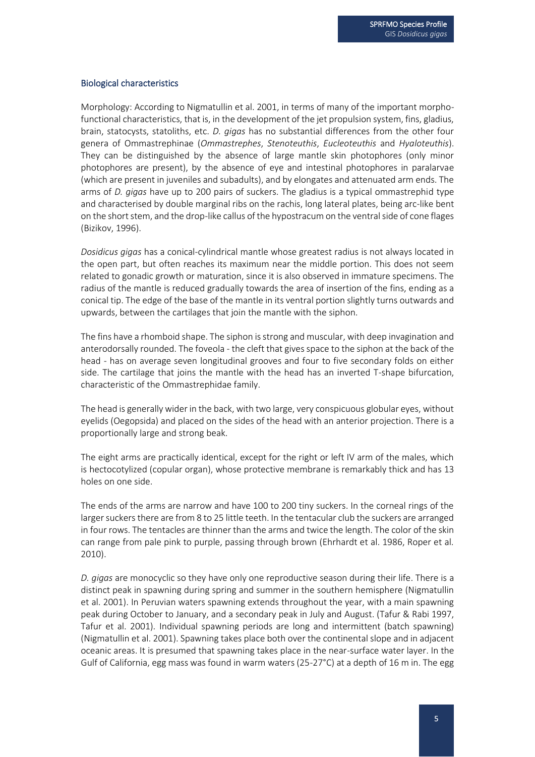## Biological characteristics

Morphology: According to Nigmatullin et al. 2001, in terms of many of the important morpho-functional characteristics, that is, in the development of the jet propulsion system, fins, gladius, brain, statocysts, statoliths, etc. *D. gigas* has no substantial differences from the other four genera of Ommastrephinae (*Ommastrephes*, *Stenoteuthis*, *Eucleoteuthis* and *Hyaloteuthis*). They can be distinguished by the absence of large mantle skin photophores (only minor photophores are present), by the absence of eye and intestinal photophores in paralarvae (which are present in juveniles and subadults), and by elongates and attenuated arm ends. The arms of *D. gigas* have up to 200 pairs of suckers. The gladius is a typical ommastrephid type and characterised by double marginal ribs on the rachis, long lateral plates, being arc-like bent on the short stem, and the drop-like callus of the hypostracum on the ventral side of cone flages (Bizikov, 1996).

*Dosidicus gigas* has a conical-cylindrical mantle whose greatest radius is not always located in the open part, but often reaches its maximum near the middle portion. This does not seem related to gonadic growth or maturation, since it is also observed in immature specimens. The radius of the mantle is reduced gradually towards the area of insertion of the fins, ending as a conical tip. The edge of the base of the mantle in its ventral portion slightly turns outwards and upwards, between the cartilages that join the mantle with the siphon.

The fins have a rhomboid shape. The siphon is strong and muscular, with deep invagination and anterodorsally rounded. The foveola - the cleft that gives space to the siphon at the back of the head - has on average seven longitudinal grooves and four to five secondary folds on either side. The cartilage that joins the mantle with the head has an inverted T-shape bifurcation, characteristic of the Ommastrephidae family.

The head is generally wider in the back, with two large, very conspicuous globular eyes, without eyelids (Oegopsida) and placed on the sides of the head with an anterior projection. There is a proportionally large and strong beak.

The eight arms are practically identical, except for the right or left IV arm of the males, which is hectocotylized (copular organ), whose protective membrane is remarkably thick and has 13 holes on one side.

The ends of the arms are narrow and have 100 to 200 tiny suckers. In the corneal rings of the larger suckers there are from 8 to 25 little teeth. In the tentacular club the suckers are arranged in four rows. The tentacles are thinner than the arms and twice the length. The color of the skin can range from pale pink to purple, passing through brown (Ehrhardt et al. 1986, Roper et al. 2010).

*D. gigas* are monocyclic so they have only one reproductive season during their life. There is a distinct peak in spawning during spring and summer in the southern hemisphere (Nigmatullin et al. 2001). In Peruvian waters spawning extends throughout the year, with a main spawning peak during October to January, and a secondary peak in July and August. (Tafur & Rabi 1997, Tafur et al. 2001). Individual spawning periods are long and intermittent (batch spawning) (Nigmatullin et al. 2001). Spawning takes place both over the continental slope and in adjacent oceanic areas. It is presumed that spawning takes place in the near-surface water layer. In the Gulf of California, egg mass was found in warm waters (25-27°C) at a depth of 16 m in. The egg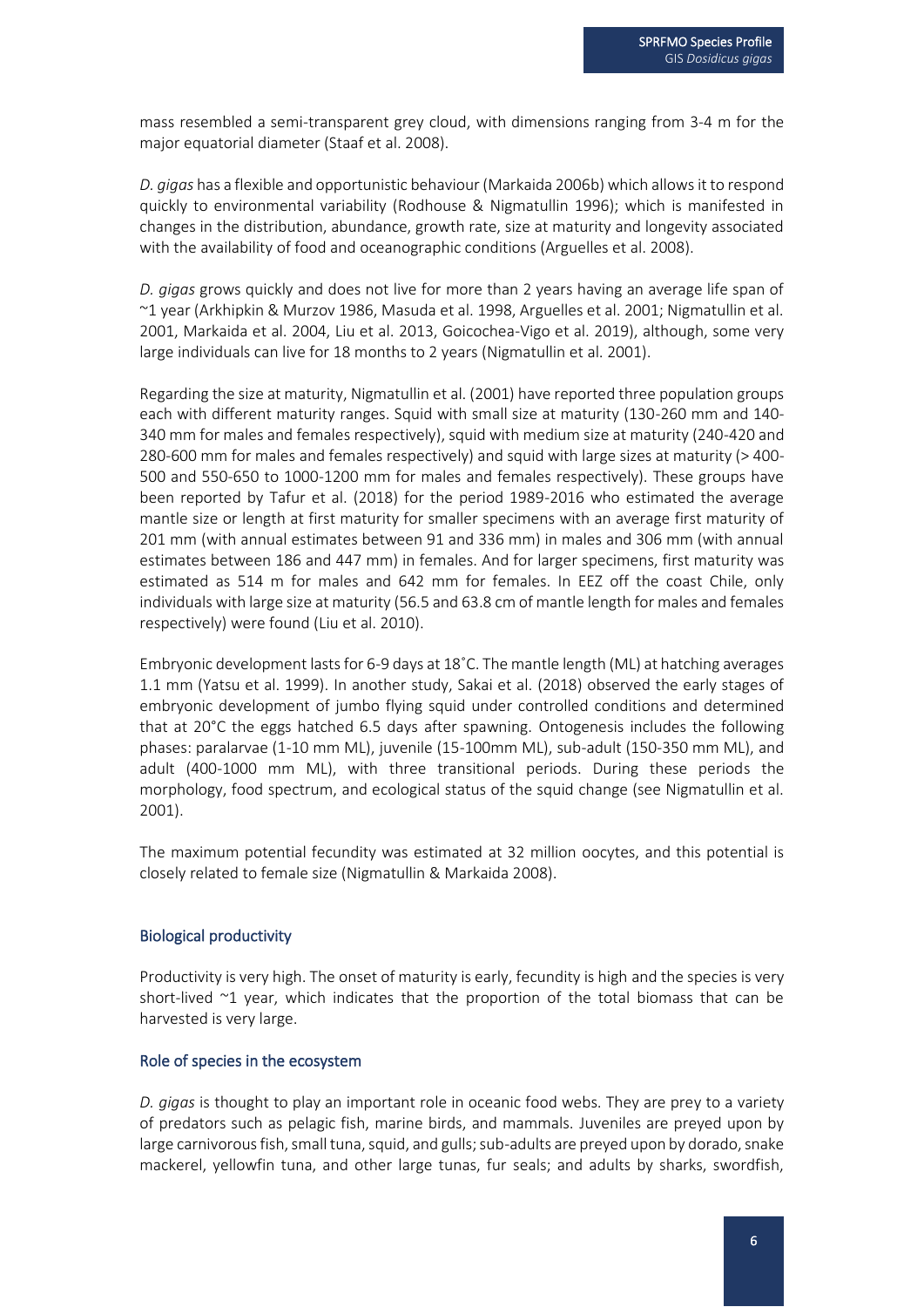mass resembled a semi-transparent grey cloud, with dimensions ranging from 3-4 m for the major equatorial diameter (Staaf et al. 2008).

*D. gigas* has a flexible and opportunistic behaviour (Markaida 2006b) which allows it to respond quickly to environmental variability (Rodhouse & Nigmatullin 1996); which is manifested in changes in the distribution, abundance, growth rate, size at maturity and longevity associated with the availability of food and oceanographic conditions (Arguelles et al. 2008).

*D. gigas* grows quickly and does not live for more than 2 years having an average life span of ~1 year (Arkhipkin & Murzov 1986, Masuda et al. 1998, Arguelles et al. 2001; Nigmatullin et al. 2001, Markaida et al. 2004, Liu et al. 2013, Goicochea-Vigo et al. 2019), although, some very large individuals can live for 18 months to 2 years (Nigmatullin et al. 2001).

Regarding the size at maturity, Nigmatullin et al. (2001) have reported three population groups each with different maturity ranges. Squid with small size at maturity (130-260 mm and 140-340 mm for males and females respectively), squid with medium size at maturity (240-420 and 280-600 mm for males and females respectively) and squid with large sizes at maturity (> 400-500 and 550-650 to 1000-1200 mm for males and females respectively). These groups have been reported by Tafur et al. (2018) for the period 1989-2016 who estimated the average mantle size or length at first maturity for smaller specimens with an average first maturity of 201 mm (with annual estimates between 91 and 336 mm) in males and 306 mm (with annual estimates between 186 and 447 mm) in females. And for larger specimens, first maturity was estimated as 514 m for males and 642 mm for females. In EEZ off the coast Chile, only individuals with large size at maturity (56.5 and 63.8 cm of mantle length for males and females respectively) were found (Liu et al. 2010).

Embryonic development lasts for 6-9 days at 18˚C. The mantle length (ML) at hatching averages 1.1 mm (Yatsu et al. 1999). In another study, Sakai et al. (2018) observed the early stages of embryonic development of jumbo flying squid under controlled conditions and determined that at 20°C the eggs hatched 6.5 days after spawning. Ontogenesis includes the following phases: paralarvae (1-10 mm ML), juvenile (15-100mm ML), sub-adult (150-350 mm ML), and adult (400-1000 mm ML), with three transitional periods. During these periods the morphology, food spectrum, and ecological status of the squid change (see Nigmatullin et al. 2001).

The maximum potential fecundity was estimated at 32 million oocytes, and this potential is closely related to female size (Nigmatullin & Markaida 2008).

## Biological productivity

Productivity is very high. The onset of maturity is early, fecundity is high and the species is very short-lived ~1 year, which indicates that the proportion of the total biomass that can be harvested is very large.

## Role of species in the ecosystem

*D. gigas* is thought to play an important role in oceanic food webs. They are prey to a variety of predators such as pelagic fish, marine birds, and mammals. Juveniles are preyed upon by large carnivorous fish, small tuna, squid, and gulls; sub-adults are preyed upon by dorado, snake mackerel, yellowfin tuna, and other large tunas, fur seals; and adults by sharks, swordfish,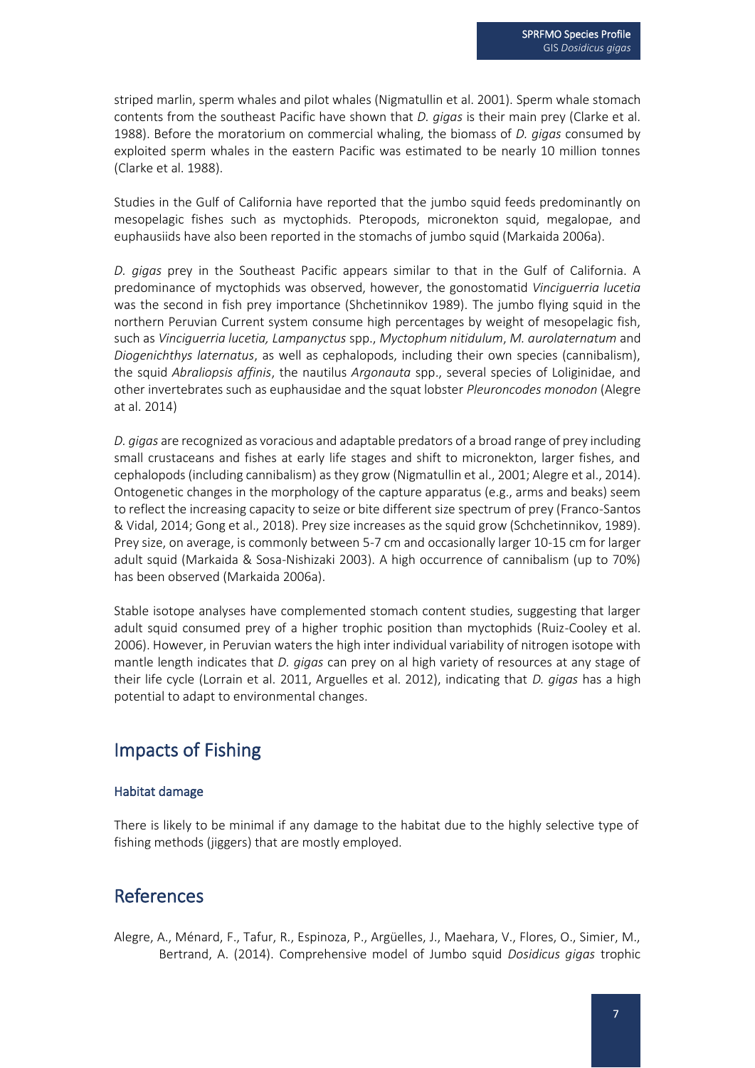striped marlin, sperm whales and pilot whales (Nigmatullin et al. 2001). Sperm whale stomach contents from the southeast Pacific have shown that *D. gigas* is their main prey (Clarke et al. 1988). Before the moratorium on commercial whaling, the biomass of *D. gigas* consumed by exploited sperm whales in the eastern Pacific was estimated to be nearly 10 million tonnes (Clarke et al. 1988).

Studies in the Gulf of California have reported that the jumbo squid feeds predominantly on mesopelagic fishes such as myctophids. Pteropods, micronekton squid, megalopae, and euphausiids have also been reported in the stomachs of jumbo squid (Markaida 2006a).

*D. gigas* prey in the Southeast Pacific appears similar to that in the Gulf of California. A predominance of myctophids was observed, however, the gonostomatid *Vinciguerria lucetia* was the second in fish prey importance (Shchetinnikov 1989). The jumbo flying squid in the northern Peruvian Current system consume high percentages by weight of mesopelagic fish, such as *Vinciguerria lucetia, Lampanyctus* spp., *Myctophum nitidulum*, *M. aurolaternatum* and *Diogenichthys laternatus*, as well as cephalopods, including their own species (cannibalism), the squid *Abraliopsis affinis*, the nautilus *Argonauta* spp., several species of Loliginidae, and other invertebrates such as euphausidae and the squat lobster *Pleuroncodes monodon* (Alegre at al. 2014)

*D. gigas* are recognized as voracious and adaptable predators of a broad range of prey including small crustaceans and fishes at early life stages and shift to micronekton, larger fishes, and cephalopods (including cannibalism) as they grow (Nigmatullin et al., 2001; Alegre et al., 2014). Ontogenetic changes in the morphology of the capture apparatus (e.g., arms and beaks) seem to reflect the increasing capacity to seize or bite different size spectrum of prey (Franco-Santos & Vidal, 2014; Gong et al., 2018). Prey size increases as the squid grow (Schchetinnikov, 1989). Prey size, on average, is commonly between 5-7 cm and occasionally larger 10-15 cm for larger adult squid (Markaida & Sosa-Nishizaki 2003). A high occurrence of cannibalism (up to 70%) has been observed (Markaida 2006a).

Stable isotope analyses have complemented stomach content studies, suggesting that larger adult squid consumed prey of a higher trophic position than myctophids (Ruiz-Cooley et al. 2006). However, in Peruvian waters the high inter individual variability of nitrogen isotope with mantle length indicates that *D. gigas* can prey on al high variety of resources at any stage of their life cycle (Lorrain et al. 2011, Arguelles et al. 2012), indicating that *D. gigas* has a high potential to adapt to environmental changes.

## Impacts of Fishing

### Habitat damage

There is likely to be minimal if any damage to the habitat due to the highly selective type of fishing methods (jiggers) that are mostly employed.

## References

Alegre, A., Ménard, F., Tafur, R., Espinoza, P., Argüelles, J., Maehara, V., Flores, O., Simier, M., Bertrand, A. (2014). Comprehensive model of Jumbo squid *Dosidicus gigas* trophic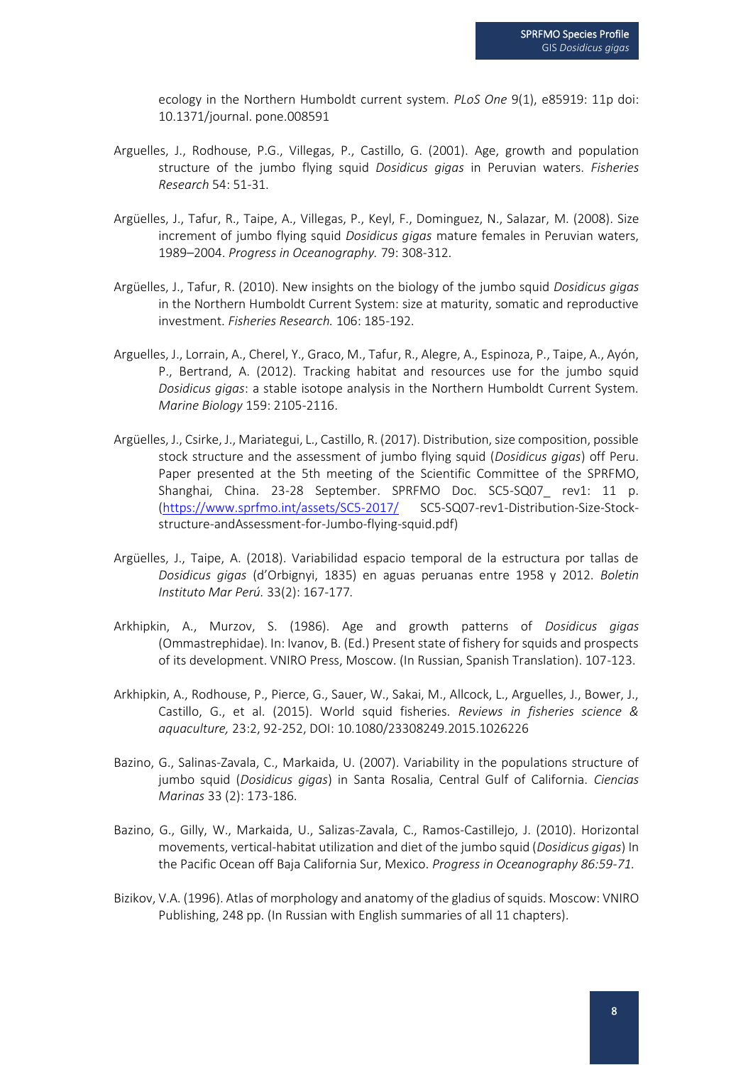ecology in the Northern Humboldt current system. *PLoS One* 9(1), e85919: 11p doi: 10.1371/journal. pone.008591

Arguelles, J., Rodhouse, P.G., Villegas, P., Castillo, G. (2001). Age, growth and population structure of the jumbo flying squid *Dosidicus gigas* in Peruvian waters. *Fisheries Research* 54: 51-31.

Argüelles, J., Tafur, R., Taipe, A., Villegas, P., Keyl, F., Dominguez, N., Salazar, M. (2008). Size increment of jumbo flying squid *Dosidicus gigas* mature females in Peruvian waters, 1989–2004. *Progress in Oceanography.* 79: 308-312.

Argüelles, J., Tafur, R. (2010). New insights on the biology of the jumbo squid *Dosidicus gigas* in the Northern Humboldt Current System: size at maturity, somatic and reproductive investment. *Fisheries Research.* 106: 185-192.

Arguelles, J., Lorrain, A., Cherel, Y., Graco, M., Tafur, R., Alegre, A., Espinoza, P., Taipe, A., Ayón, P., Bertrand, A. (2012). Tracking habitat and resources use for the jumbo squid *Dosidicus gigas*: a stable isotope analysis in the Northern Humboldt Current System. *Marine Biology* 159: 2105-2116.

Argüelles, J., Csirke, J., Mariategui, L., Castillo, R. (2017). Distribution, size composition, possible stock structure and the assessment of jumbo flying squid (*Dosidicus gigas*) off Peru. Paper presented at the 5th meeting of the Scientific Committee of the SPRFMO, Shanghai, China. 23-28 September. SPRFMO Doc. SC5-SQ07_ rev1: 11 p. (https://www.sprfmo.int/assets/SC5-2017/ SC5-SQ07-rev1-Distribution-Size-Stock-structure-andAssessment-for-Jumbo-flying-squid.pdf)

Argüelles, J., Taipe, A. (2018). Variabilidad espacio temporal de la estructura por tallas de *Dosidicus gigas* (d'Orbignyi, 1835) en aguas peruanas entre 1958 y 2012. *Boletin Instituto Mar Perú.* 33(2): 167-177.

Arkhipkin, A., Murzov, S. (1986). Age and growth patterns of *Dosidicus gigas* (Ommastrephidae). In: Ivanov, B. (Ed.) Present state of fishery for squids and prospects of its development. VNIRO Press, Moscow. (In Russian, Spanish Translation). 107-123.

Arkhipkin, A., Rodhouse, P., Pierce, G., Sauer, W., Sakai, M., Allcock, L., Arguelles, J., Bower, J., Castillo, G., et al. (2015). World squid fisheries. *Reviews in fisheries science & aquaculture,* 23:2, 92-252, DOI: 10.1080/23308249.2015.1026226

Bazino, G., Salinas-Zavala, C., Markaida, U. (2007). Variability in the populations structure of jumbo squid (*Dosidicus gigas*) in Santa Rosalia, Central Gulf of California. *Ciencias Marinas* 33 (2): 173-186.

Bazino, G., Gilly, W., Markaida, U., Salizas-Zavala, C., Ramos-Castillejo, J. (2010). Horizontal movements, vertical-habitat utilization and diet of the jumbo squid (*Dosidicus gigas*) In the Pacific Ocean off Baja California Sur, Mexico. *Progress in Oceanography 86:59-71.*

Bizikov, V.A. (1996). Atlas of morphology and anatomy of the gladius of squids. Moscow: VNIRO Publishing, 248 pp. (In Russian with English summaries of all 11 chapters).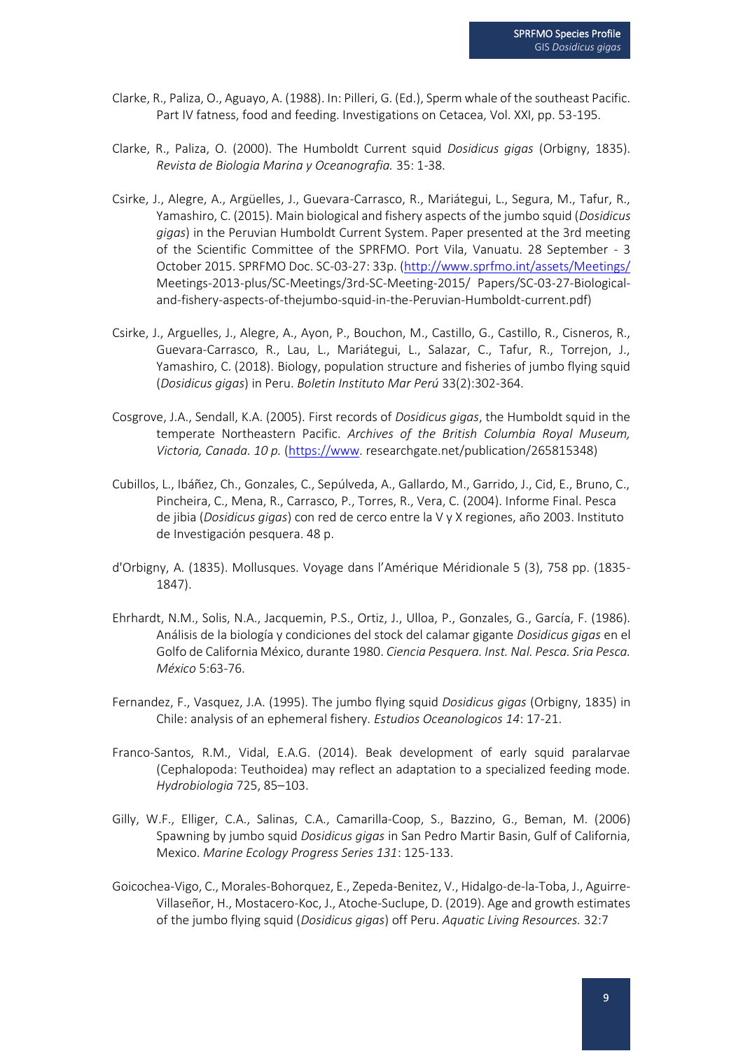Clarke, R., Paliza, O., Aguayo, A. (1988). In: Pilleri, G. (Ed.), Sperm whale of the southeast Pacific. Part IV fatness, food and feeding. Investigations on Cetacea, Vol. XXI, pp. 53-195.

Clarke, R., Paliza, O. (2000). The Humboldt Current squid *Dosidicus gigas* (Orbigny, 1835). *Revista de Biologia Marina y Oceanografia.* 35: 1-38.

Csirke, J., Alegre, A., Argüelles, J., Guevara-Carrasco, R., Mariátegui, L., Segura, M., Tafur, R., Yamashiro, C. (2015). Main biological and fishery aspects of the jumbo squid (*Dosidicus gigas*) in the Peruvian Humboldt Current System. Paper presented at the 3rd meeting of the Scientific Committee of the SPRFMO. Port Vila, Vanuatu. 28 September - 3 October 2015. SPRFMO Doc. SC-03-27: 33p. (http://www.sprfmo.int/assets/Meetings/ Meetings-2013-plus/SC-Meetings/3rd-SC-Meeting-2015/ Papers/SC-03-27-Biological-and-fishery-aspects-of-thejumbo-squid-in-the-Peruvian-Humboldt-current.pdf)

Csirke, J., Arguelles, J., Alegre, A., Ayon, P., Bouchon, M., Castillo, G., Castillo, R., Cisneros, R., Guevara-Carrasco, R., Lau, L., Mariátegui, L., Salazar, C., Tafur, R., Torrejon, J., Yamashiro, C. (2018). Biology, population structure and fisheries of jumbo flying squid (*Dosidicus gigas*) in Peru. *Boletin Instituto Mar Perú* 33(2):302-364.

Cosgrove, J.A., Sendall, K.A. (2005). First records of *Dosidicus gigas*, the Humboldt squid in the temperate Northeastern Pacific. *Archives of the British Columbia Royal Museum, Victoria, Canada. 10 p.* (https://www. researchgate.net/publication/265815348)

Cubillos, L., Ibáñez, Ch., Gonzales, C., Sepúlveda, A., Gallardo, M., Garrido, J., Cid, E., Bruno, C., Pincheira, C., Mena, R., Carrasco, P., Torres, R., Vera, C. (2004). Informe Final. Pesca de jibia (*Dosidicus gigas*) con red de cerco entre la V y X regiones, año 2003. Instituto de Investigación pesquera. 48 p.

d'Orbigny, A. (1835). Mollusques. Voyage dans l'Amérique Méridionale 5 (3), 758 pp. (1835-1847).

Ehrhardt, N.M., Solis, N.A., Jacquemin, P.S., Ortiz, J., Ulloa, P., Gonzales, G., García, F. (1986). Análisis de la biología y condiciones del stock del calamar gigante *Dosidicus gigas* en el Golfo de California México, durante 1980. *Ciencia Pesquera. Inst. Nal. Pesca. Sria Pesca. México* 5:63-76.

Fernandez, F., Vasquez, J.A. (1995). The jumbo flying squid *Dosidicus gigas* (Orbigny, 1835) in Chile: analysis of an ephemeral fishery. *Estudios Oceanologicos 14*: 17-21.

Franco-Santos, R.M., Vidal, E.A.G. (2014). Beak development of early squid paralarvae (Cephalopoda: Teuthoidea) may reflect an adaptation to a specialized feeding mode. *Hydrobiologia* 725, 85–103.

Gilly, W.F., Elliger, C.A., Salinas, C.A., Camarilla-Coop, S., Bazzino, G., Beman, M. (2006) Spawning by jumbo squid *Dosidicus gigas* in San Pedro Martir Basin, Gulf of California, Mexico. *Marine Ecology Progress Series 131*: 125-133.

Goicochea-Vigo, C., Morales-Bohorquez, E., Zepeda-Benitez, V., Hidalgo-de-la-Toba, J., Aguirre-Villaseñor, H., Mostacero-Koc, J., Atoche-Suclupe, D. (2019). Age and growth estimates of the jumbo flying squid (*Dosidicus gigas*) off Peru. *Aquatic Living Resources.* 32:7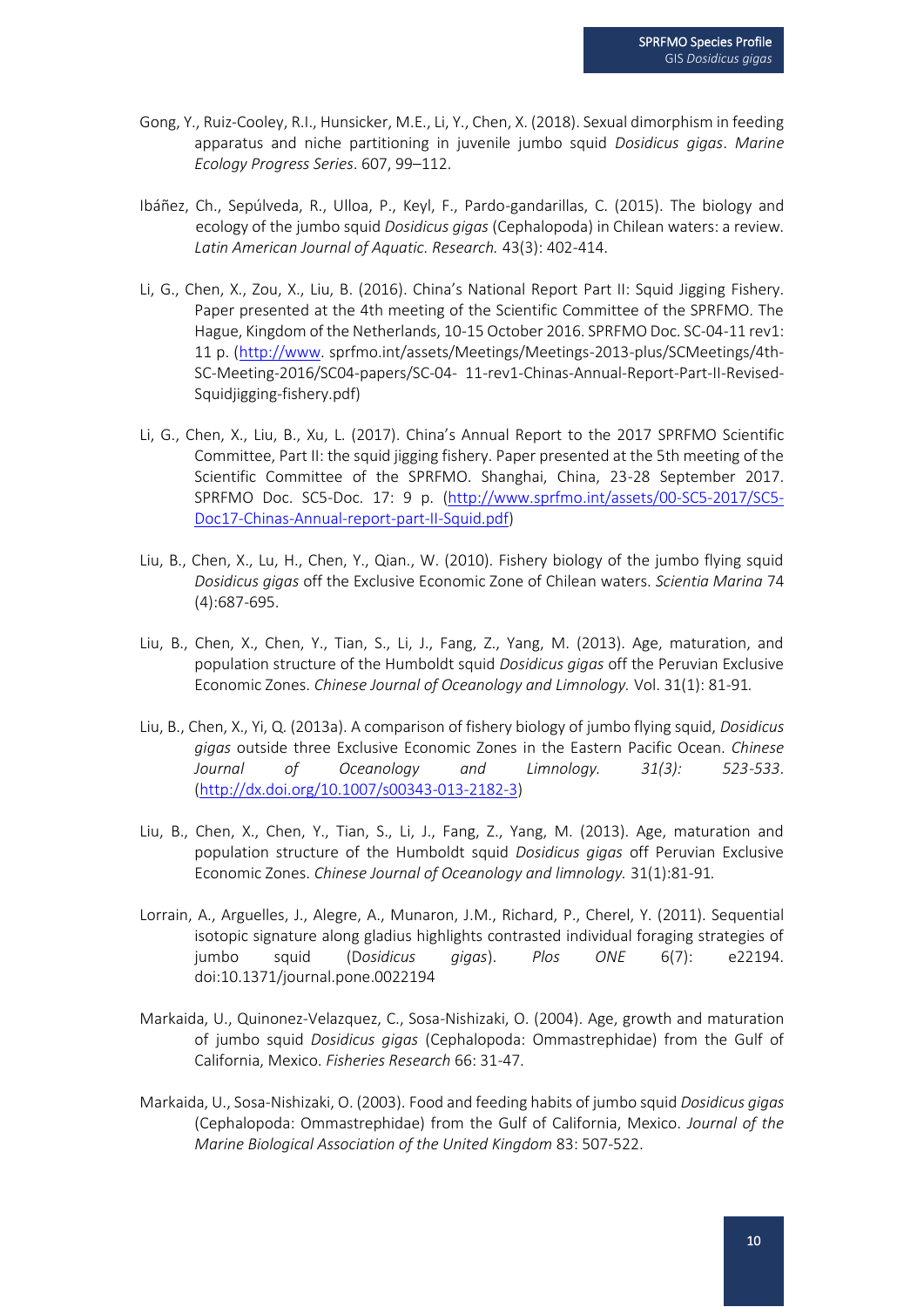Gong, Y., Ruiz-Cooley, R.I., Hunsicker, M.E., Li, Y., Chen, X. (2018). Sexual dimorphism in feeding apparatus and niche partitioning in juvenile jumbo squid *Dosidicus gigas*. *Marine Ecology Progress Series*. 607, 99–112.

Ibáñez, Ch., Sepúlveda, R., Ulloa, P., Keyl, F., Pardo-gandarillas, C. (2015). The biology and ecology of the jumbo squid *Dosidicus gigas* (Cephalopoda) in Chilean waters: a review. *Latin American Journal of Aquatic. Research.* 43(3): 402-414.

Li, G., Chen, X., Zou, X., Liu, B. (2016). China's National Report Part II: Squid Jigging Fishery. Paper presented at the 4th meeting of the Scientific Committee of the SPRFMO. The Hague, Kingdom of the Netherlands, 10-15 October 2016. SPRFMO Doc. SC-04-11 rev1: 11 p. (http://www. sprfmo.int/assets/Meetings/Meetings-2013-plus/SCMeetings/4th-SC-Meeting-2016/SC04-papers/SC-04- 11-rev1-Chinas-Annual-Report-Part-II-Revised-Squidjigging-fishery.pdf)

Li, G., Chen, X., Liu, B., Xu, L. (2017). China's Annual Report to the 2017 SPRFMO Scientific Committee, Part II: the squid jigging fishery. Paper presented at the 5th meeting of the Scientific Committee of the SPRFMO. Shanghai, China, 23-28 September 2017. SPRFMO Doc. SC5-Doc. 17: 9 p. (http://www.sprfmo.int/assets/00-SC5-2017/SC5-Doc17-Chinas-Annual-report-part-II-Squid.pdf)

Liu, B., Chen, X., Lu, H., Chen, Y., Qian., W. (2010). Fishery biology of the jumbo flying squid *Dosidicus gigas* off the Exclusive Economic Zone of Chilean waters. *Scientia Marina* 74 (4):687-695.

Liu, B., Chen, X., Chen, Y., Tian, S., Li, J., Fang, Z., Yang, M. (2013). Age, maturation, and population structure of the Humboldt squid *Dosidicus gigas* off the Peruvian Exclusive Economic Zones. *Chinese Journal of Oceanology and Limnology.* Vol. 31(1): 81-91.

Liu, B., Chen, X., Yi, Q. (2013a). A comparison of fishery biology of jumbo flying squid, *Dosidicus gigas* outside three Exclusive Economic Zones in the Eastern Pacific Ocean. *Chinese Journal of Oceanology and Limnology. 31(3): 523-533*. (http://dx.doi.org/10.1007/s00343-013-2182-3)

Liu, B., Chen, X., Chen, Y., Tian, S., Li, J., Fang, Z., Yang, M. (2013). Age, maturation and population structure of the Humboldt squid *Dosidicus gigas* off Peruvian Exclusive Economic Zones. *Chinese Journal of Oceanology and limnology.* 31(1):81-91.

Lorrain, A., Arguelles, J., Alegre, A., Munaron, J.M., Richard, P., Cherel, Y. (2011). Sequential isotopic signature along gladius highlights contrasted individual foraging strategies of jumbo squid (D*osidicus gigas*). *Plos ONE* 6(7): e22194. doi:10.1371/journal.pone.0022194

Markaida, U., Quinonez-Velazquez, C., Sosa-Nishizaki, O. (2004). Age, growth and maturation of jumbo squid *Dosidicus gigas* (Cephalopoda: Ommastrephidae) from the Gulf of California, Mexico. *Fisheries Research* 66: 31-47.

Markaida, U., Sosa-Nishizaki, O. (2003). Food and feeding habits of jumbo squid *Dosidicus gigas* (Cephalopoda: Ommastrephidae) from the Gulf of California, Mexico. *Journal of the Marine Biological Association of the United Kingdom* 83: 507-522.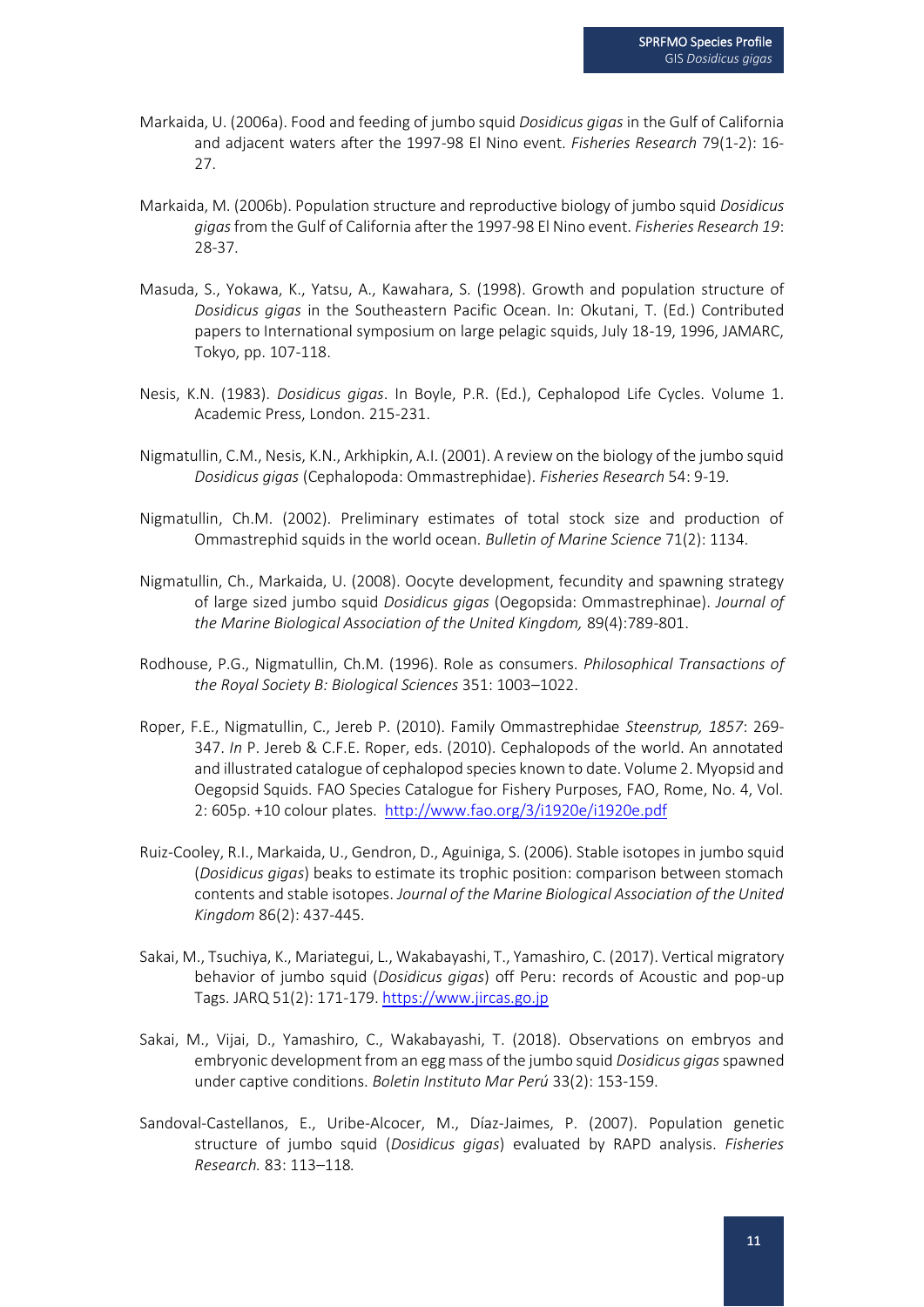Markaida, U. (2006a). Food and feeding of jumbo squid *Dosidicus gigas* in the Gulf of California and adjacent waters after the 1997-98 El Nino event. *Fisheries Research* 79(1-2): 16-27.

Markaida, M. (2006b). Population structure and reproductive biology of jumbo squid *Dosidicus gigas* from the Gulf of California after the 1997-98 El Nino event. *Fisheries Research 19*: 28-37.

Masuda, S., Yokawa, K., Yatsu, A., Kawahara, S. (1998). Growth and population structure of *Dosidicus gigas* in the Southeastern Pacific Ocean. In: Okutani, T. (Ed.) Contributed papers to International symposium on large pelagic squids, July 18-19, 1996, JAMARC, Tokyo, pp. 107-118.

Nesis, K.N. (1983). *Dosidicus gigas*. In Boyle, P.R. (Ed.), Cephalopod Life Cycles. Volume 1. Academic Press, London. 215-231.

Nigmatullin, C.M., Nesis, K.N., Arkhipkin, A.I. (2001). A review on the biology of the jumbo squid *Dosidicus gigas* (Cephalopoda: Ommastrephidae). *Fisheries Research* 54: 9-19.

Nigmatullin, Ch.M. (2002). Preliminary estimates of total stock size and production of Ommastrephid squids in the world ocean. *Bulletin of Marine Science* 71(2): 1134.

Nigmatullin, Ch., Markaida, U. (2008). Oocyte development, fecundity and spawning strategy of large sized jumbo squid *Dosidicus gigas* (Oegopsida: Ommastrephinae). *Journal of the Marine Biological Association of the United Kingdom,* 89(4):789-801.

Rodhouse, P.G., Nigmatullin, Ch.M. (1996). Role as consumers. *Philosophical Transactions of the Royal Society B: Biological Sciences* 351: 1003–1022.

Roper, F.E., Nigmatullin, C., Jereb P. (2010). Family Ommastrephidae *Steenstrup, 1857*: 269-347. *In* P. Jereb & C.F.E. Roper, eds. (2010). Cephalopods of the world. An annotated and illustrated catalogue of cephalopod species known to date. Volume 2. Myopsid and Oegopsid Squids. FAO Species Catalogue for Fishery Purposes, FAO, Rome, No. 4, Vol. 2: 605p. +10 colour plates. http://www.fao.org/3/i1920e/i1920e.pdf

Ruiz-Cooley, R.I., Markaida, U., Gendron, D., Aguiniga, S. (2006). Stable isotopes in jumbo squid (*Dosidicus gigas*) beaks to estimate its trophic position: comparison between stomach contents and stable isotopes. *Journal of the Marine Biological Association of the United Kingdom* 86(2): 437-445.

Sakai, M., Tsuchiya, K., Mariategui, L., Wakabayashi, T., Yamashiro, C. (2017). Vertical migratory behavior of jumbo squid (*Dosidicus gigas*) off Peru: records of Acoustic and pop-up Tags. JARQ 51(2): 171-179. https://www.jircas.go.jp

Sakai, M., Vijai, D., Yamashiro, C., Wakabayashi, T. (2018). Observations on embryos and embryonic development from an egg mass of the jumbo squid *Dosidicus gigas* spawned under captive conditions. *Boletin Instituto Mar Perú* 33(2): 153-159.

Sandoval-Castellanos, E., Uribe-Alcocer, M., Díaz-Jaimes, P. (2007). Population genetic structure of jumbo squid (*Dosidicus gigas*) evaluated by RAPD analysis. *Fisheries Research.* 83: 113–118*.*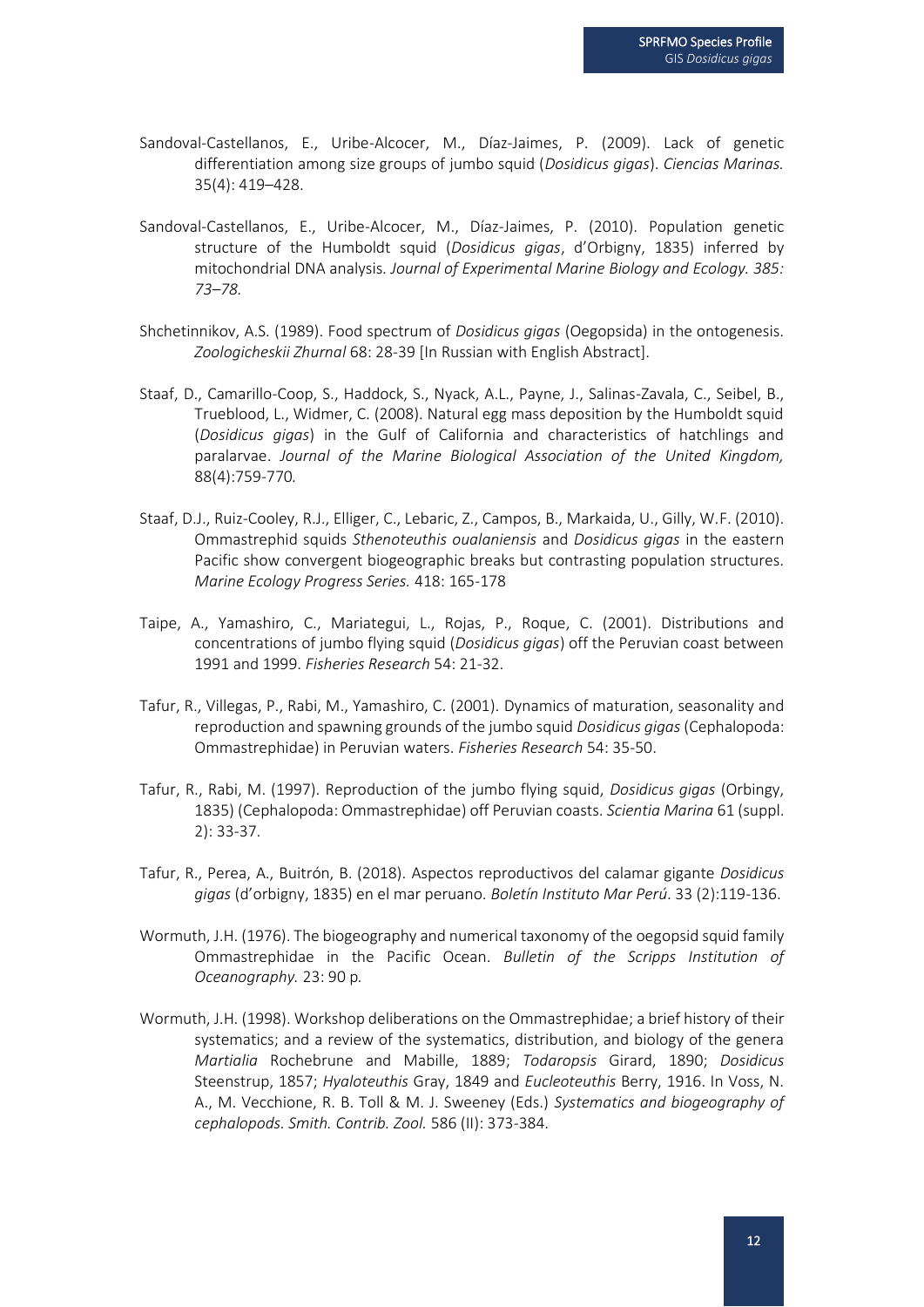Sandoval-Castellanos, E., Uribe-Alcocer, M., Díaz-Jaimes, P. (2009). Lack of genetic differentiation among size groups of jumbo squid (*Dosidicus gigas*). *Ciencias Marinas.* 35(4): 419–428.

Sandoval-Castellanos, E., Uribe-Alcocer, M., Díaz-Jaimes, P. (2010). Population genetic structure of the Humboldt squid (*Dosidicus gigas*, d'Orbigny, 1835) inferred by mitochondrial DNA analysis. *Journal of Experimental Marine Biology and Ecology. 385: 73–78.*

Shchetinnikov, A.S. (1989). Food spectrum of *Dosidicus gigas* (Oegopsida) in the ontogenesis. *Zoologicheskii Zhurnal* 68: 28-39 [In Russian with English Abstract].

Staaf, D., Camarillo-Coop, S., Haddock, S., Nyack, A.L., Payne, J., Salinas-Zavala, C., Seibel, B., Trueblood, L., Widmer, C. (2008). Natural egg mass deposition by the Humboldt squid (*Dosidicus gigas*) in the Gulf of California and characteristics of hatchlings and paralarvae. *Journal of the Marine Biological Association of the United Kingdom,* 88(4):759-770*.*

Staaf, D.J., Ruiz-Cooley, R.J., Elliger, C., Lebaric, Z., Campos, B., Markaida, U., Gilly, W.F. (2010). Ommastrephid squids *Sthenoteuthis oualaniensis* and *Dosidicus gigas* in the eastern Pacific show convergent biogeographic breaks but contrasting population structures. *Marine Ecology Progress Series.* 418: 165-178

Taipe, A., Yamashiro, C., Mariategui, L., Rojas, P., Roque, C. (2001). Distributions and concentrations of jumbo flying squid (*Dosidicus gigas*) off the Peruvian coast between 1991 and 1999. *Fisheries Research* 54: 21-32.

Tafur, R., Villegas, P., Rabi, M., Yamashiro, C. (2001). Dynamics of maturation, seasonality and reproduction and spawning grounds of the jumbo squid *Dosidicus gigas* (Cephalopoda: Ommastrephidae) in Peruvian waters. *Fisheries Research* 54: 35-50.

Tafur, R., Rabi, M. (1997). Reproduction of the jumbo flying squid, *Dosidicus gigas* (Orbingy, 1835) (Cephalopoda: Ommastrephidae) off Peruvian coasts. *Scientia Marina* 61 (suppl. 2): 33-37.

Tafur, R., Perea, A., Buitrón, B. (2018). Aspectos reproductivos del calamar gigante *Dosidicus gigas* (d'orbigny, 1835) en el mar peruano. *Boletín Instituto Mar Perú*. 33 (2):119-136.

Wormuth, J.H. (1976). The biogeography and numerical taxonomy of the oegopsid squid family Ommastrephidae in the Pacific Ocean. *Bulletin of the Scripps Institution of Oceanography.* 23: 90 p*.*

Wormuth, J.H. (1998). Workshop deliberations on the Ommastrephidae; a brief history of their systematics; and a review of the systematics, distribution, and biology of the genera *Martialia* Rochebrune and Mabille, 1889; *Todaropsis* Girard, 1890; *Dosidicus* Steenstrup, 1857; *Hyaloteuthis* Gray, 1849 and *Eucleoteuthis* Berry, 1916. In Voss, N. A., M. Vecchione, R. B. Toll & M. J. Sweeney (Eds.) *Systematics and biogeography of cephalopods. Smith. Contrib. Zool.* 586 (II): 373-384.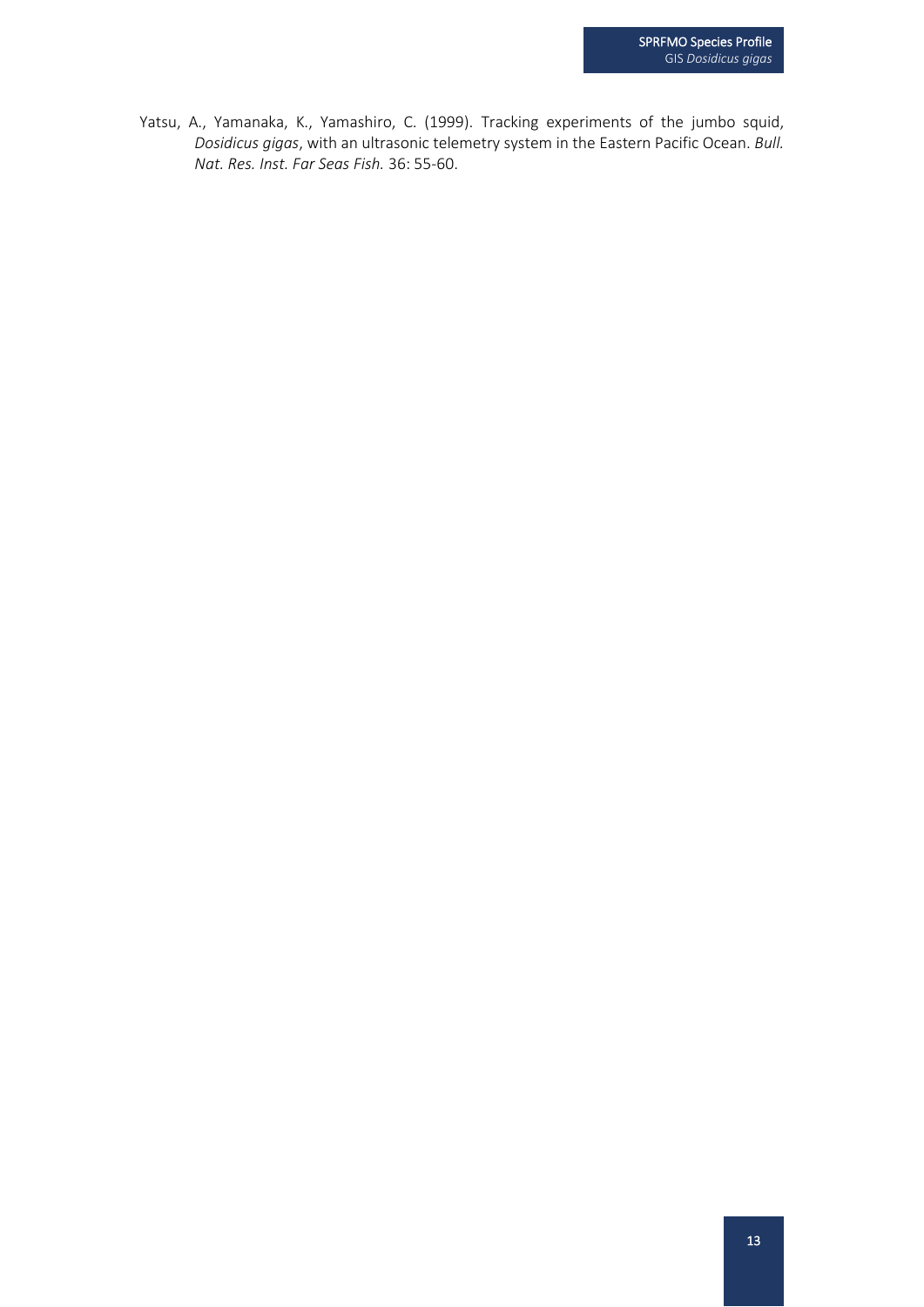Yatsu, A., Yamanaka, K., Yamashiro, C. (1999). Tracking experiments of the jumbo squid, *Dosidicus gigas*, with an ultrasonic telemetry system in the Eastern Pacific Ocean. *Bull. Nat. Res. Inst. Far Seas Fish.* 36: 55-60.